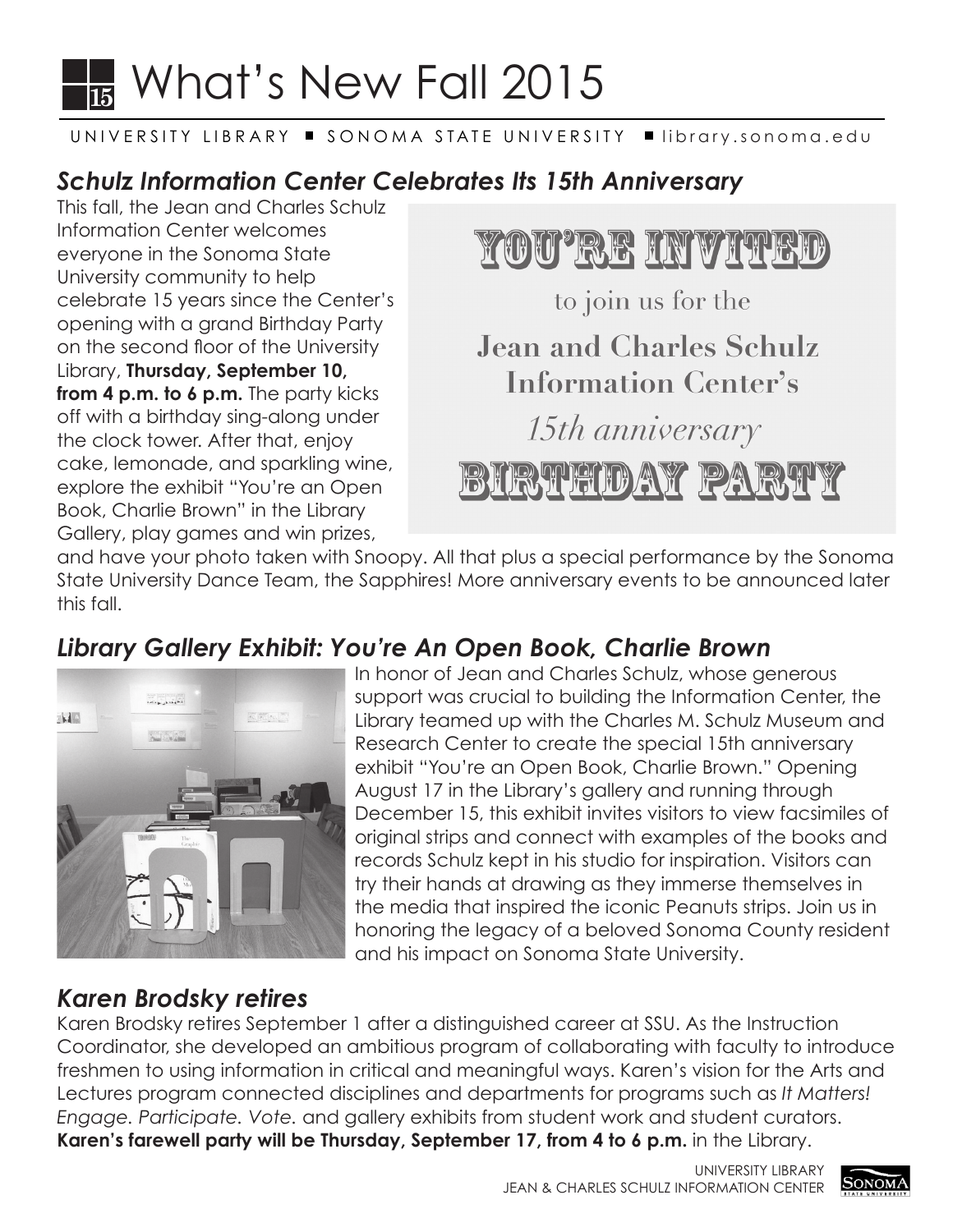# What's New Fall 2015

UNIVERSITY LIBRARY ■ SONOMA STATE UNIVERSITY ■ library.sonoma.edu

## *Schulz Information Center Celebrates Its 15th Anniversary*

This fall, the Jean and Charles Schulz Information Center welcomes everyone in the Sonoma State University community to help celebrate 15 years since the Center's opening with a grand Birthday Party on the second floor of the University Library, **Thursday, September 10, from 4 p.m. to 6 p.m.** The party kicks off with a birthday sing-along under the clock tower. After that, enjoy cake, lemonade, and sparkling wine, explore the exhibit "You're an Open Book, Charlie Brown" in the Library Gallery, play games and win prizes, and have your photo taken with Snoopy. All that plus a special performance by the Sonoma State University Dance Team, the Sapphires! More anniversary events to be announced later this fall.

YOU'RE INVITED

to join us for the

**Jean and Charles Schulz Information Center's**

*15th anniversary*

BIRTHDAY PARTY

## *Library Gallery Exhibit: You're An Open Book, Charlie Brown*

In honor of Jean and Charles Schulz, whose generous support was crucial to building the Information Center, the Library teamed up with the Charles M. Schulz Museum and Research Center to create the special 15th anniversary exhibit "You're an Open Book, Charlie Brown." Opening August 17 in the Library's gallery and running through December 15, this exhibit invites visitors to view facsimiles of original strips and connect with examples of the books and records Schulz kept in his studio for inspiration. Visitors can try their hands at drawing as they immerse themselves in the media that inspired the iconic Peanuts strips. Join us in honoring the legacy of a beloved Sonoma County resident and his impact on Sonoma State University.

## *Karen Brodsky retires*

Karen Brodsky retires September 1 after a distinguished career at SSU. As the Instruction Coordinator, she developed an ambitious program of collaborating with faculty to introduce freshmen to using information in critical and meaningful ways. Karen's vision for the Arts and Lectures program connected disciplines and departments for programs such as *It Matters! Engage. Participate. Vote.* and gallery exhibits from student work and student curators. **Karen's farewell party will be Thursday, September 17, from 4 to 6 p.m.** in the Library.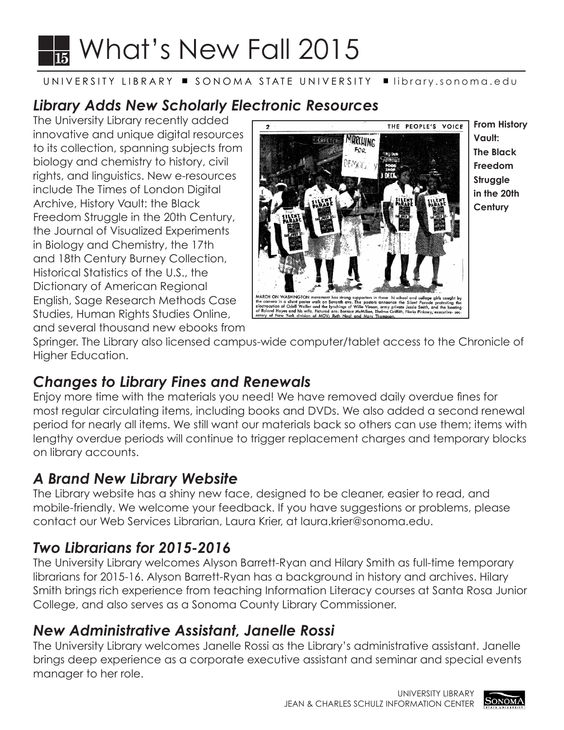# What's New Fall 2015

UNIVERSITY LIBRARY ■ SONOMA STATE UNIVERSITY ■ library.sonoma.edu

## *Library Adds New Scholarly Electronic Resources*

The University Library recently added innovative and unique digital resources to its collection, spanning subjects from biology and chemistry to history, civil rights, and linguistics. New e-resources include The Times of London Digital Archive, History Vault: the Black Freedom Struggle in the 20th Century, the Journal of Visualized Experiments in Biology and Chemistry, the 17th and 18th Century Burney Collection, Historical Statistics of the U.S., the Dictionary of American Regional English, Sage Research Methods Case Studies, Human Rights Studies Online, and several thousand new ebooks from Springer. The Library also licensed campus-wide computer/tablet access to the Chronicle of Higher Education.

**From History Vault: The Black Freedom Struggle in the 20th Century**

## *Changes to Library Fines and Renewals*

Enjoy more time with the materials you need! We have removed daily overdue fines for most regular circulating items, including books and DVDs. We also added a second renewal period for nearly all items. We still want our materials back so others can use them; items with lengthy overdue periods will continue to trigger replacement charges and temporary blocks on library accounts.

## *A Brand New Library Website*

The Library website has a shiny new face, designed to be cleaner, easier to read, and mobile-friendly. We welcome your feedback. If you have suggestions or problems, please contact our Web Services Librarian, Laura Krier, at laura.krier@sonoma.edu.

## *Two Librarians for 2015-2016*

The University Library welcomes Alyson Barrett-Ryan and Hilary Smith as full-time temporary librarians for 2015-16. Alyson Barrett-Ryan has a background in history and archives. Hilary Smith brings rich experience from teaching Information Literacy courses at Santa Rosa Junior College, and also serves as a Sonoma County Library Commissioner.

## *New Administrative Assistant, Janelle Rossi*

The University Library welcomes Janelle Rossi as the Library's administrative assistant. Janelle brings deep experience as a corporate executive assistant and seminar and special events manager to her role.

UNIVERSITY LIBRARY
JEAN & CHARLES SCHULZ INFORMATION CENTER